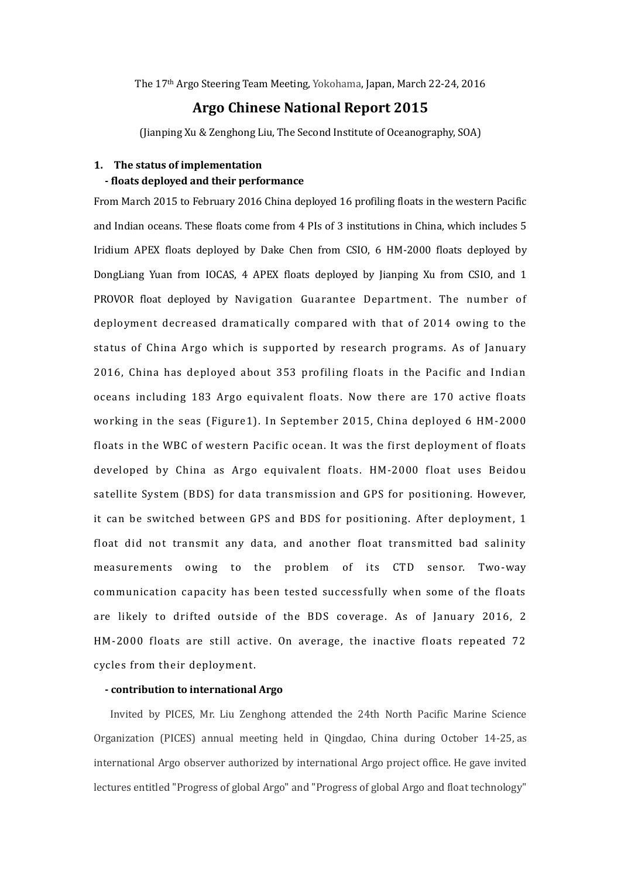The 17th Argo Steering Team Meeting, Yokohama, Japan, March 22-24, 2016

# Argo Chinese National Report 2015

(Jianping Xu & Zenghong Liu, The Second Institute of Oceanography, SOA)

## 1. The status of implementation

### - floats deployed and their performance

From March 2015 to February 2016 China deployed 16 profiling floats in the western Pacific and Indian oceans. These floats come from 4 PIs of 3 institutions in China, which includes 5 Iridium APEX floats deployed by Dake Chen from CSIO, 6 HM-2000 floats deployed by DongLiang Yuan from IOCAS, 4 APEX floats deployed by Jianping Xu from CSIO, and 1 PROVOR float deployed by Navigation Guarantee Department. The number of deployment decreased dramatically compared with that of 2014 owing to the status of China Argo which is supported by research programs. As of January 2016, China has deployed about 353 profiling floats in the Pacific and Indian oceans including 183 Argo equivalent floats. Now there are 170 active floats working in the seas (Figure1). In September 2015, China deployed 6 HM-2000 floats in the WBC of western Pacific ocean. It was the first deployment of floats developed by China as Argo equivalent floats. HM-2000 float uses Beidou satellite System (BDS) for data transmission and GPS for positioning. However, it can be switched between GPS and BDS for positioning. After deployment, 1 float did not transmit any data, and another float transmitted bad salinity measurements owing to the problem of its CTD sensor. Two-way communication capacity has been tested successfully when some of the floats are likely to drifted outside of the BDS coverage. As of January 2016, 2 HM-2000 floats are still active. On average, the inactive floats repeated 72 cycles from their deployment.

### - contribution to international Argo

Invited by PICES, Mr. Liu Zenghong attended the 24th North Pacific Marine Science Organization (PICES) annual meeting held in Qingdao, China during October 14-25, as international Argo observer authorized by international Argo project office. He gave invited lectures entitled "Progress of global Argo" and "Progress of global Argo and float technology"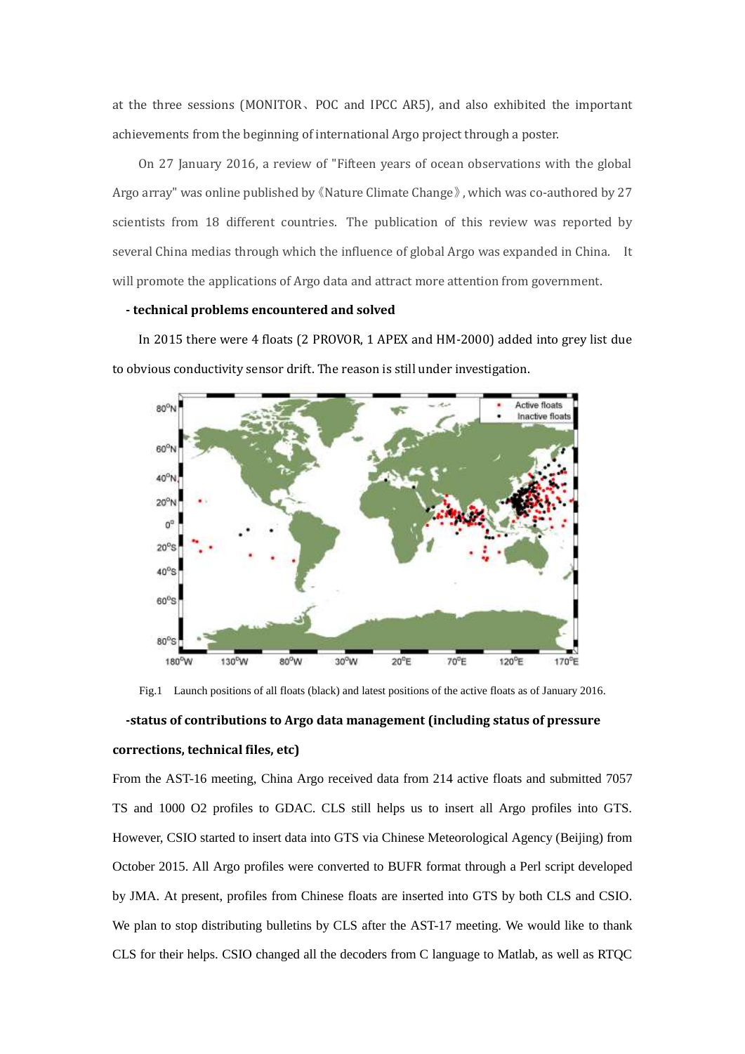at the three sessions (MONITOR、POC and IPCC AR5), and also exhibited the important achievements from the beginning of international Argo project through a poster.

On 27 January 2016, a review of "Fifteen years of ocean observations with the global Argo array" was online published by《Nature Climate Change》, which was co-authored by 27 scientists from 18 different countries. The publication of this review was reported by several China medias through which the influence of global Argo was expanded in China. It will promote the applications of Argo data and attract more attention from government.

**- technical problems encountered and solved**

In 2015 there were 4 floats (2 PROVOR, 1 APEX and HM-2000) added into grey list due to obvious conductivity sensor drift. The reason is still under investigation.

Fig.1 Launch positions of all floats (black) and latest positions of the active floats as of January 2016.

**-status of contributions to Argo data management (including status of pressure corrections, technical files, etc)**

From the AST-16 meeting, China Argo received data from 214 active floats and submitted 7057 TS and 1000 O2 profiles to GDAC. CLS still helps us to insert all Argo profiles into GTS. However, CSIO started to insert data into GTS via Chinese Meteorological Agency (Beijing) from October 2015. All Argo profiles were converted to BUFR format through a Perl script developed by JMA. At present, profiles from Chinese floats are inserted into GTS by both CLS and CSIO. We plan to stop distributing bulletins by CLS after the AST-17 meeting. We would like to thank CLS for their helps. CSIO changed all the decoders from C language to Matlab, as well as RTQC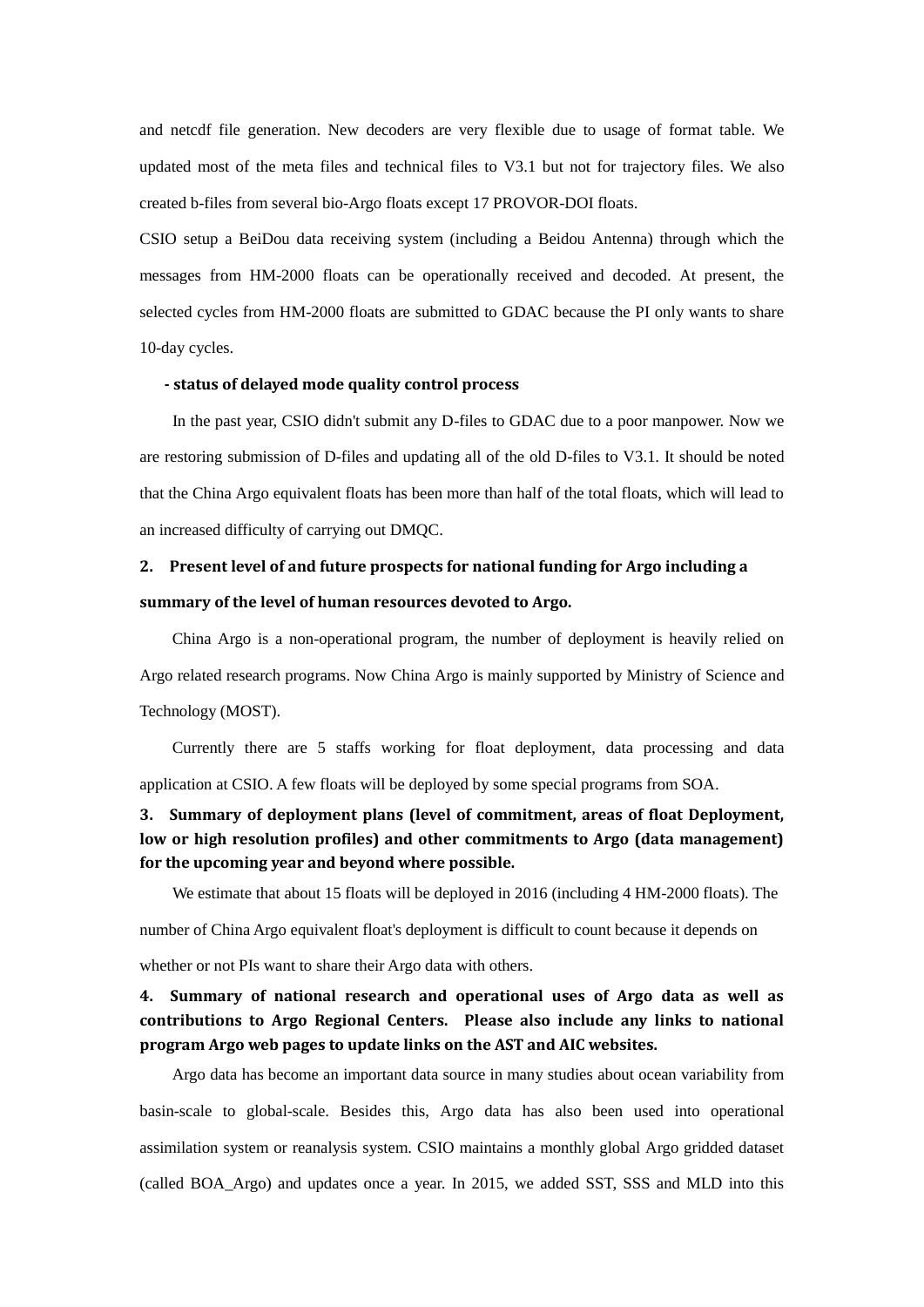and netcdf file generation. New decoders are very flexible due to usage of format table. We updated most of the meta files and technical files to V3.1 but not for trajectory files. We also created b-files from several bio-Argo floats except 17 PROVOR-DOI floats.

CSIO setup a BeiDou data receiving system (including a Beidou Antenna) through which the messages from HM-2000 floats can be operationally received and decoded. At present, the selected cycles from HM-2000 floats are submitted to GDAC because the PI only wants to share 10-day cycles.

**- status of delayed mode quality control process**

In the past year, CSIO didn't submit any D-files to GDAC due to a poor manpower. Now we are restoring submission of D-files and updating all of the old D-files to V3.1. It should be noted that the China Argo equivalent floats has been more than half of the total floats, which will lead to an increased difficulty of carrying out DMQC.

**2. Present level of and future prospects for national funding for Argo including a summary of the level of human resources devoted to Argo.**

China Argo is a non-operational program, the number of deployment is heavily relied on Argo related research programs. Now China Argo is mainly supported by Ministry of Science and Technology (MOST).

Currently there are 5 staffs working for float deployment, data processing and data application at CSIO. A few floats will be deployed by some special programs from SOA.

**3. Summary of deployment plans (level of commitment, areas of float Deployment, low or high resolution profiles) and other commitments to Argo (data management) for the upcoming year and beyond where possible.**

We estimate that about 15 floats will be deployed in 2016 (including 4 HM-2000 floats). The number of China Argo equivalent float's deployment is difficult to count because it depends on whether or not PIs want to share their Argo data with others.

**4. Summary of national research and operational uses of Argo data as well as contributions to Argo Regional Centers. Please also include any links to national program Argo web pages to update links on the AST and AIC websites.**

Argo data has become an important data source in many studies about ocean variability from basin-scale to global-scale. Besides this, Argo data has also been used into operational assimilation system or reanalysis system. CSIO maintains a monthly global Argo gridded dataset (called BOA_Argo) and updates once a year. In 2015, we added SST, SSS and MLD into this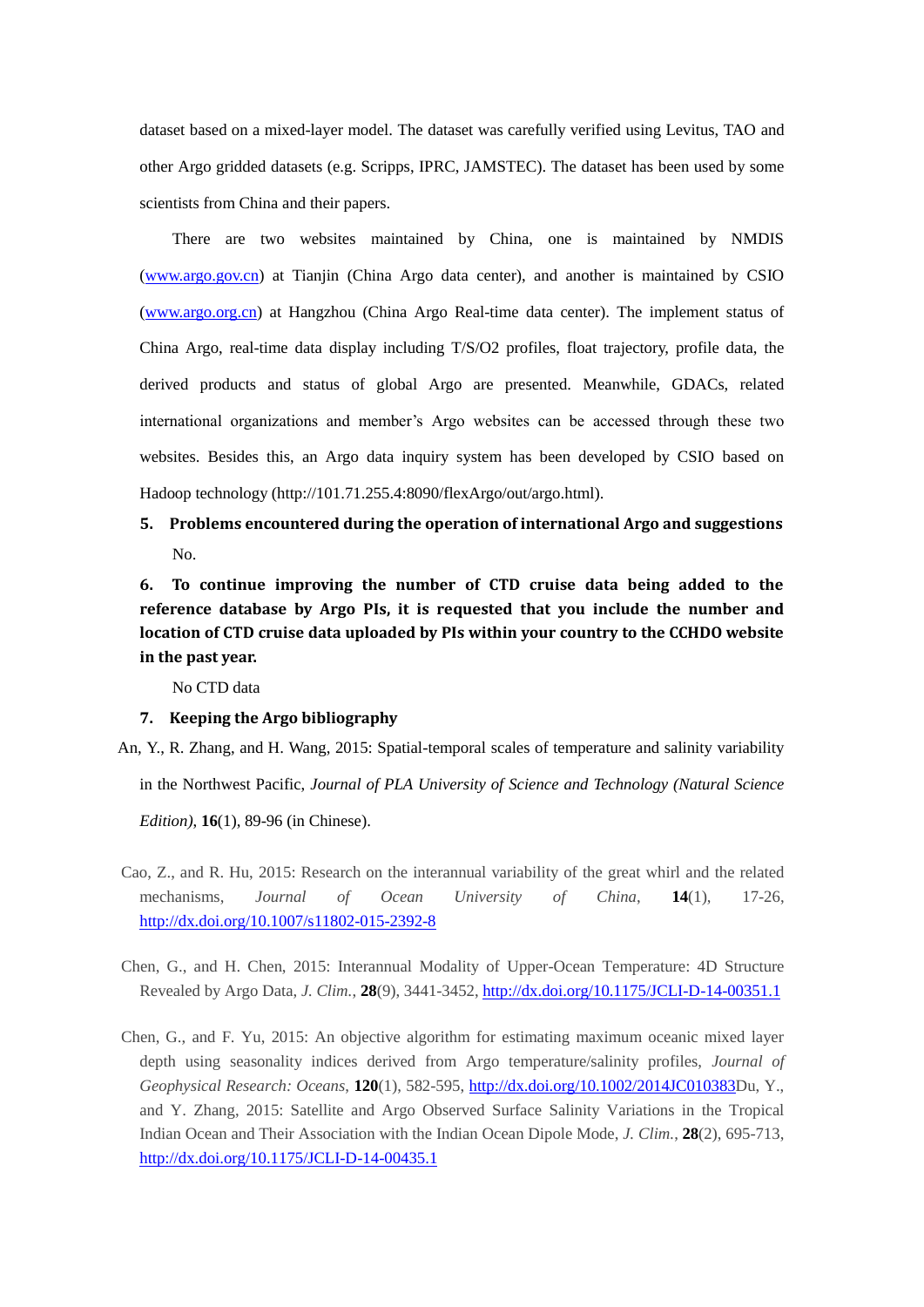dataset based on a mixed-layer model. The dataset was carefully verified using Levitus, TAO and other Argo gridded datasets (e.g. Scripps, IPRC, JAMSTEC). The dataset has been used by some scientists from China and their papers.

There are two websites maintained by China, one is maintained by NMDIS (www.argo.gov.cn) at Tianjin (China Argo data center), and another is maintained by CSIO (www.argo.org.cn) at Hangzhou (China Argo Real-time data center). The implement status of China Argo, real-time data display including T/S/O2 profiles, float trajectory, profile data, the derived products and status of global Argo are presented. Meanwhile, GDACs, related international organizations and member's Argo websites can be accessed through these two websites. Besides this, an Argo data inquiry system has been developed by CSIO based on Hadoop technology (http://101.71.255.4:8090/flexArgo/out/argo.html).

**5. Problems encountered during the operation of international Argo and suggestions**

No.

**6. To continue improving the number of CTD cruise data being added to the reference database by Argo PIs, it is requested that you include the number and location of CTD cruise data uploaded by PIs within your country to the CCHDO website in the past year.**

No CTD data

**7. Keeping the Argo bibliography**

An, Y., R. Zhang, and H. Wang, 2015: Spatial-temporal scales of temperature and salinity variability in the Northwest Pacific, *Journal of PLA University of Science and Technology (Natural Science Edition)*, **16**(1), 89-96 (in Chinese).

Cao, Z., and R. Hu, 2015: Research on the interannual variability of the great whirl and the related mechanisms, *Journal of Ocean University of China*, **14**(1), 17-26, http://dx.doi.org/10.1007/s11802-015-2392-8

Chen, G., and H. Chen, 2015: Interannual Modality of Upper-Ocean Temperature: 4D Structure Revealed by Argo Data, *J. Clim.*, **28**(9), 3441-3452, http://dx.doi.org/10.1175/JCLI-D-14-00351.1

Chen, G., and F. Yu, 2015: An objective algorithm for estimating maximum oceanic mixed layer depth using seasonality indices derived from Argo temperature/salinity profiles, *Journal of Geophysical Research: Oceans*, **120**(1), 582-595, http://dx.doi.org/10.1002/2014JC010383Du, Y., and Y. Zhang, 2015: Satellite and Argo Observed Surface Salinity Variations in the Tropical Indian Ocean and Their Association with the Indian Ocean Dipole Mode, *J. Clim.*, **28**(2), 695-713, http://dx.doi.org/10.1175/JCLI-D-14-00435.1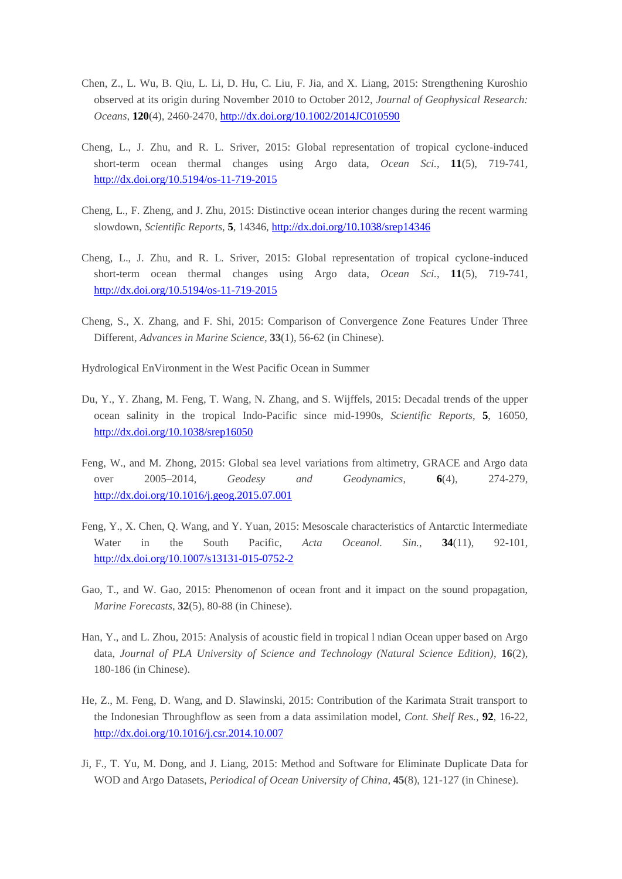Chen, Z., L. Wu, B. Qiu, L. Li, D. Hu, C. Liu, F. Jia, and X. Liang, 2015: Strengthening Kuroshio observed at its origin during November 2010 to October 2012, *Journal of Geophysical Research: Oceans*, **120**(4), 2460-2470, http://dx.doi.org/10.1002/2014JC010590

Cheng, L., J. Zhu, and R. L. Sriver, 2015: Global representation of tropical cyclone-induced short-term ocean thermal changes using Argo data, *Ocean Sci.*, **11**(5), 719-741, http://dx.doi.org/10.5194/os-11-719-2015

Cheng, L., F. Zheng, and J. Zhu, 2015: Distinctive ocean interior changes during the recent warming slowdown, *Scientific Reports*, **5**, 14346, http://dx.doi.org/10.1038/srep14346

Cheng, L., J. Zhu, and R. L. Sriver, 2015: Global representation of tropical cyclone-induced short-term ocean thermal changes using Argo data, *Ocean Sci.*, **11**(5), 719-741, http://dx.doi.org/10.5194/os-11-719-2015

Cheng, S., X. Zhang, and F. Shi, 2015: Comparison of Convergence Zone Features Under Three Different, *Advances in Marine Science*, **33**(1), 56-62 (in Chinese).

Hydrological EnVironment in the West Pacific Ocean in Summer

Du, Y., Y. Zhang, M. Feng, T. Wang, N. Zhang, and S. Wijffels, 2015: Decadal trends of the upper ocean salinity in the tropical Indo-Pacific since mid-1990s, *Scientific Reports*, **5**, 16050, http://dx.doi.org/10.1038/srep16050

Feng, W., and M. Zhong, 2015: Global sea level variations from altimetry, GRACE and Argo data over 2005–2014, *Geodesy and Geodynamics*, **6**(4), 274-279, http://dx.doi.org/10.1016/j.geog.2015.07.001

Feng, Y., X. Chen, Q. Wang, and Y. Yuan, 2015: Mesoscale characteristics of Antarctic Intermediate Water in the South Pacific, *Acta Oceanol. Sin.*, **34**(11), 92-101, http://dx.doi.org/10.1007/s13131-015-0752-2

Gao, T., and W. Gao, 2015: Phenomenon of ocean front and it impact on the sound propagation, *Marine Forecasts*, **32**(5), 80-88 (in Chinese).

Han, Y., and L. Zhou, 2015: Analysis of acoustic field in tropical l ndian Ocean upper based on Argo data, *Journal of PLA University of Science and Technology (Natural Science Edition)*, **16**(2), 180-186 (in Chinese).

He, Z., M. Feng, D. Wang, and D. Slawinski, 2015: Contribution of the Karimata Strait transport to the Indonesian Throughflow as seen from a data assimilation model, *Cont. Shelf Res.*, **92**, 16-22, http://dx.doi.org/10.1016/j.csr.2014.10.007

Ji, F., T. Yu, M. Dong, and J. Liang, 2015: Method and Software for Eliminate Duplicate Data for WOD and Argo Datasets, *Periodical of Ocean University of China*, **45**(8), 121-127 (in Chinese).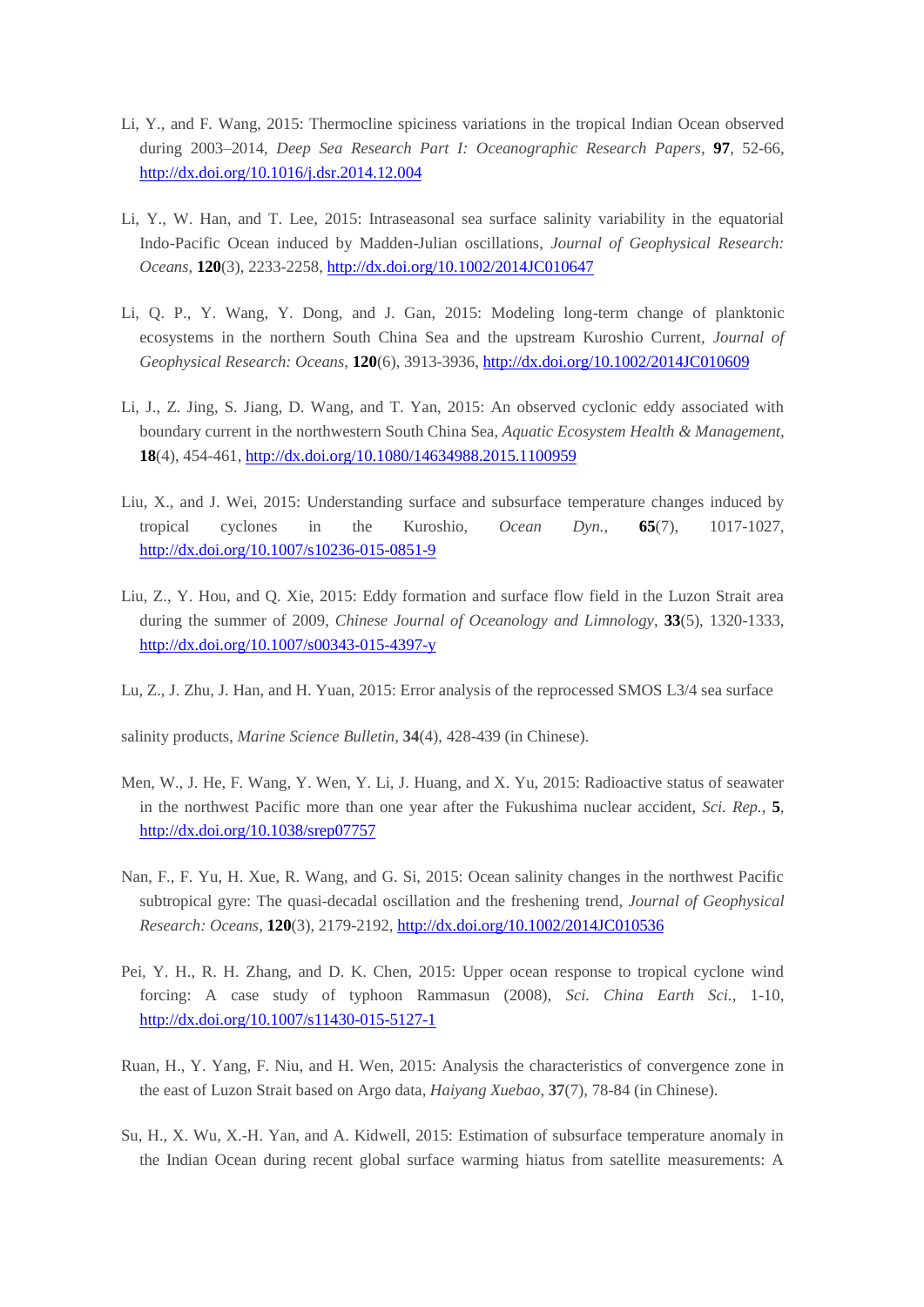Li, Y., and F. Wang, 2015: Thermocline spiciness variations in the tropical Indian Ocean observed during 2003–2014, *Deep Sea Research Part I: Oceanographic Research Papers*, **97**, 52-66, http://dx.doi.org/10.1016/j.dsr.2014.12.004

Li, Y., W. Han, and T. Lee, 2015: Intraseasonal sea surface salinity variability in the equatorial Indo-Pacific Ocean induced by Madden-Julian oscillations, *Journal of Geophysical Research: Oceans*, **120**(3), 2233-2258, http://dx.doi.org/10.1002/2014JC010647

Li, Q. P., Y. Wang, Y. Dong, and J. Gan, 2015: Modeling long-term change of planktonic ecosystems in the northern South China Sea and the upstream Kuroshio Current, *Journal of Geophysical Research: Oceans*, **120**(6), 3913-3936, http://dx.doi.org/10.1002/2014JC010609

Li, J., Z. Jing, S. Jiang, D. Wang, and T. Yan, 2015: An observed cyclonic eddy associated with boundary current in the northwestern South China Sea, *Aquatic Ecosystem Health & Management*, **18**(4), 454-461, http://dx.doi.org/10.1080/14634988.2015.1100959

Liu, X., and J. Wei, 2015: Understanding surface and subsurface temperature changes induced by tropical cyclones in the Kuroshio, *Ocean Dyn.*, **65**(7), 1017-1027, http://dx.doi.org/10.1007/s10236-015-0851-9

Liu, Z., Y. Hou, and Q. Xie, 2015: Eddy formation and surface flow field in the Luzon Strait area during the summer of 2009, *Chinese Journal of Oceanology and Limnology*, **33**(5), 1320-1333, http://dx.doi.org/10.1007/s00343-015-4397-y

Lu, Z., J. Zhu, J. Han, and H. Yuan, 2015: Error analysis of the reprocessed SMOS L3/4 sea surface salinity products, *Marine Science Bulletin*, **34**(4), 428-439 (in Chinese).

Men, W., J. He, F. Wang, Y. Wen, Y. Li, J. Huang, and X. Yu, 2015: Radioactive status of seawater in the northwest Pacific more than one year after the Fukushima nuclear accident, *Sci. Rep.*, **5**, http://dx.doi.org/10.1038/srep07757

Nan, F., F. Yu, H. Xue, R. Wang, and G. Si, 2015: Ocean salinity changes in the northwest Pacific subtropical gyre: The quasi-decadal oscillation and the freshening trend, *Journal of Geophysical Research: Oceans*, **120**(3), 2179-2192, http://dx.doi.org/10.1002/2014JC010536

Pei, Y. H., R. H. Zhang, and D. K. Chen, 2015: Upper ocean response to tropical cyclone wind forcing: A case study of typhoon Rammasun (2008), *Sci. China Earth Sci.*, 1-10, http://dx.doi.org/10.1007/s11430-015-5127-1

Ruan, H., Y. Yang, F. Niu, and H. Wen, 2015: Analysis the characteristics of convergence zone in the east of Luzon Strait based on Argo data, *Haiyang Xuebao*, **37**(7), 78-84 (in Chinese).

Su, H., X. Wu, X.-H. Yan, and A. Kidwell, 2015: Estimation of subsurface temperature anomaly in the Indian Ocean during recent global surface warming hiatus from satellite measurements: A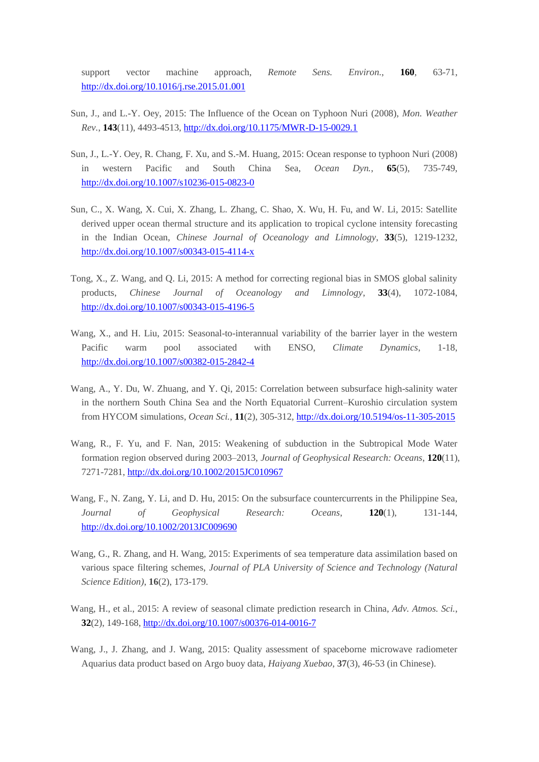support vector machine approach, *Remote Sens. Environ.*, **160**, 63-71, http://dx.doi.org/10.1016/j.rse.2015.01.001

Sun, J., and L.-Y. Oey, 2015: The Influence of the Ocean on Typhoon Nuri (2008), *Mon. Weather Rev.*, **143**(11), 4493-4513, http://dx.doi.org/10.1175/MWR-D-15-0029.1

Sun, J., L.-Y. Oey, R. Chang, F. Xu, and S.-M. Huang, 2015: Ocean response to typhoon Nuri (2008) in western Pacific and South China Sea, *Ocean Dyn.*, **65**(5), 735-749, http://dx.doi.org/10.1007/s10236-015-0823-0

Sun, C., X. Wang, X. Cui, X. Zhang, L. Zhang, C. Shao, X. Wu, H. Fu, and W. Li, 2015: Satellite derived upper ocean thermal structure and its application to tropical cyclone intensity forecasting in the Indian Ocean, *Chinese Journal of Oceanology and Limnology*, **33**(5), 1219-1232, http://dx.doi.org/10.1007/s00343-015-4114-x

Tong, X., Z. Wang, and Q. Li, 2015: A method for correcting regional bias in SMOS global salinity products, *Chinese Journal of Oceanology and Limnology*, **33**(4), 1072-1084, http://dx.doi.org/10.1007/s00343-015-4196-5

Wang, X., and H. Liu, 2015: Seasonal-to-interannual variability of the barrier layer in the western Pacific warm pool associated with ENSO, *Climate Dynamics*, 1-18, http://dx.doi.org/10.1007/s00382-015-2842-4

Wang, A., Y. Du, W. Zhuang, and Y. Qi, 2015: Correlation between subsurface high-salinity water in the northern South China Sea and the North Equatorial Current–Kuroshio circulation system from HYCOM simulations, *Ocean Sci.*, **11**(2), 305-312, http://dx.doi.org/10.5194/os-11-305-2015

Wang, R., F. Yu, and F. Nan, 2015: Weakening of subduction in the Subtropical Mode Water formation region observed during 2003–2013, *Journal of Geophysical Research: Oceans*, **120**(11), 7271-7281, http://dx.doi.org/10.1002/2015JC010967

Wang, F., N. Zang, Y. Li, and D. Hu, 2015: On the subsurface countercurrents in the Philippine Sea, *Journal of Geophysical Research: Oceans*, **120**(1), 131-144, http://dx.doi.org/10.1002/2013JC009690

Wang, G., R. Zhang, and H. Wang, 2015: Experiments of sea temperature data assimilation based on various space filtering schemes, *Journal of PLA University of Science and Technology (Natural Science Edition)*, **16**(2), 173-179.

Wang, H., et al., 2015: A review of seasonal climate prediction research in China, *Adv. Atmos. Sci.*, **32**(2), 149-168, http://dx.doi.org/10.1007/s00376-014-0016-7

Wang, J., J. Zhang, and J. Wang, 2015: Quality assessment of spaceborne microwave radiometer Aquarius data product based on Argo buoy data, *Haiyang Xuebao*, **37**(3), 46-53 (in Chinese).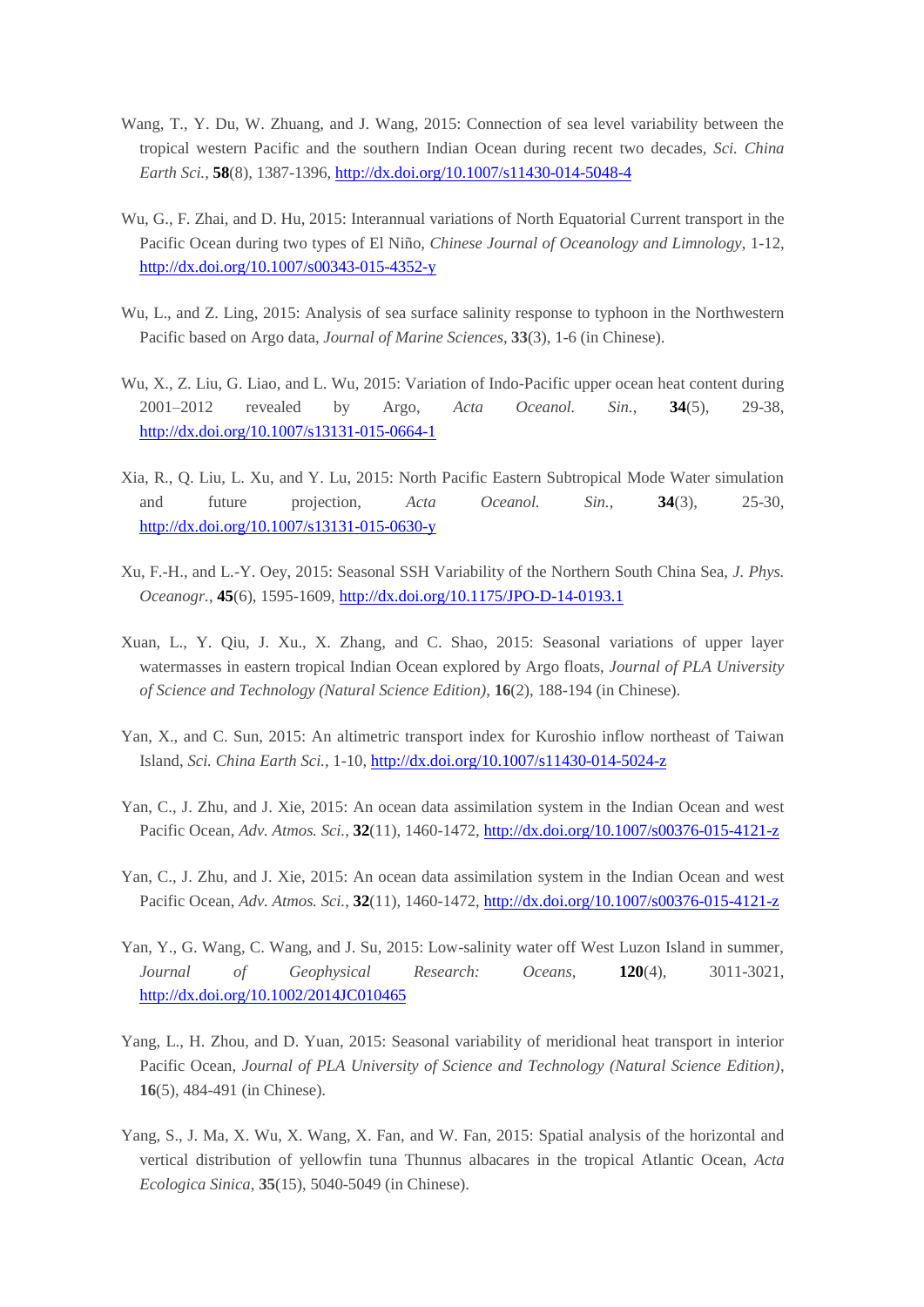Wang, T., Y. Du, W. Zhuang, and J. Wang, 2015: Connection of sea level variability between the tropical western Pacific and the southern Indian Ocean during recent two decades, *Sci. China Earth Sci.*, **58**(8), 1387-1396, http://dx.doi.org/10.1007/s11430-014-5048-4

Wu, G., F. Zhai, and D. Hu, 2015: Interannual variations of North Equatorial Current transport in the Pacific Ocean during two types of El Niño, *Chinese Journal of Oceanology and Limnology*, 1-12, http://dx.doi.org/10.1007/s00343-015-4352-y

Wu, L., and Z. Ling, 2015: Analysis of sea surface salinity response to typhoon in the Northwestern Pacific based on Argo data, *Journal of Marine Sciences*, **33**(3), 1-6 (in Chinese).

Wu, X., Z. Liu, G. Liao, and L. Wu, 2015: Variation of Indo-Pacific upper ocean heat content during 2001–2012 revealed by Argo, *Acta Oceanol. Sin.*, **34**(5), 29-38, http://dx.doi.org/10.1007/s13131-015-0664-1

Xia, R., Q. Liu, L. Xu, and Y. Lu, 2015: North Pacific Eastern Subtropical Mode Water simulation and future projection, *Acta Oceanol. Sin.*, **34**(3), 25-30, http://dx.doi.org/10.1007/s13131-015-0630-y

Xu, F.-H., and L.-Y. Oey, 2015: Seasonal SSH Variability of the Northern South China Sea, *J. Phys. Oceanogr.*, **45**(6), 1595-1609, http://dx.doi.org/10.1175/JPO-D-14-0193.1

Xuan, L., Y. Qiu, J. Xu., X. Zhang, and C. Shao, 2015: Seasonal variations of upper layer watermasses in eastern tropical Indian Ocean explored by Argo floats, *Journal of PLA University of Science and Technology (Natural Science Edition)*, **16**(2), 188-194 (in Chinese).

Yan, X., and C. Sun, 2015: An altimetric transport index for Kuroshio inflow northeast of Taiwan Island, *Sci. China Earth Sci.*, 1-10, http://dx.doi.org/10.1007/s11430-014-5024-z

Yan, C., J. Zhu, and J. Xie, 2015: An ocean data assimilation system in the Indian Ocean and west Pacific Ocean, *Adv. Atmos. Sci.*, **32**(11), 1460-1472, http://dx.doi.org/10.1007/s00376-015-4121-z

Yan, C., J. Zhu, and J. Xie, 2015: An ocean data assimilation system in the Indian Ocean and west Pacific Ocean, *Adv. Atmos. Sci.*, **32**(11), 1460-1472, http://dx.doi.org/10.1007/s00376-015-4121-z

Yan, Y., G. Wang, C. Wang, and J. Su, 2015: Low-salinity water off West Luzon Island in summer, *Journal of Geophysical Research: Oceans*, **120**(4), 3011-3021, http://dx.doi.org/10.1002/2014JC010465

Yang, L., H. Zhou, and D. Yuan, 2015: Seasonal variability of meridional heat transport in interior Pacific Ocean, *Journal of PLA University of Science and Technology (Natural Science Edition)*, **16**(5), 484-491 (in Chinese).

Yang, S., J. Ma, X. Wu, X. Wang, X. Fan, and W. Fan, 2015: Spatial analysis of the horizontal and vertical distribution of yellowfin tuna Thunnus albacares in the tropical Atlantic Ocean, *Acta Ecologica Sinica*, **35**(15), 5040-5049 (in Chinese).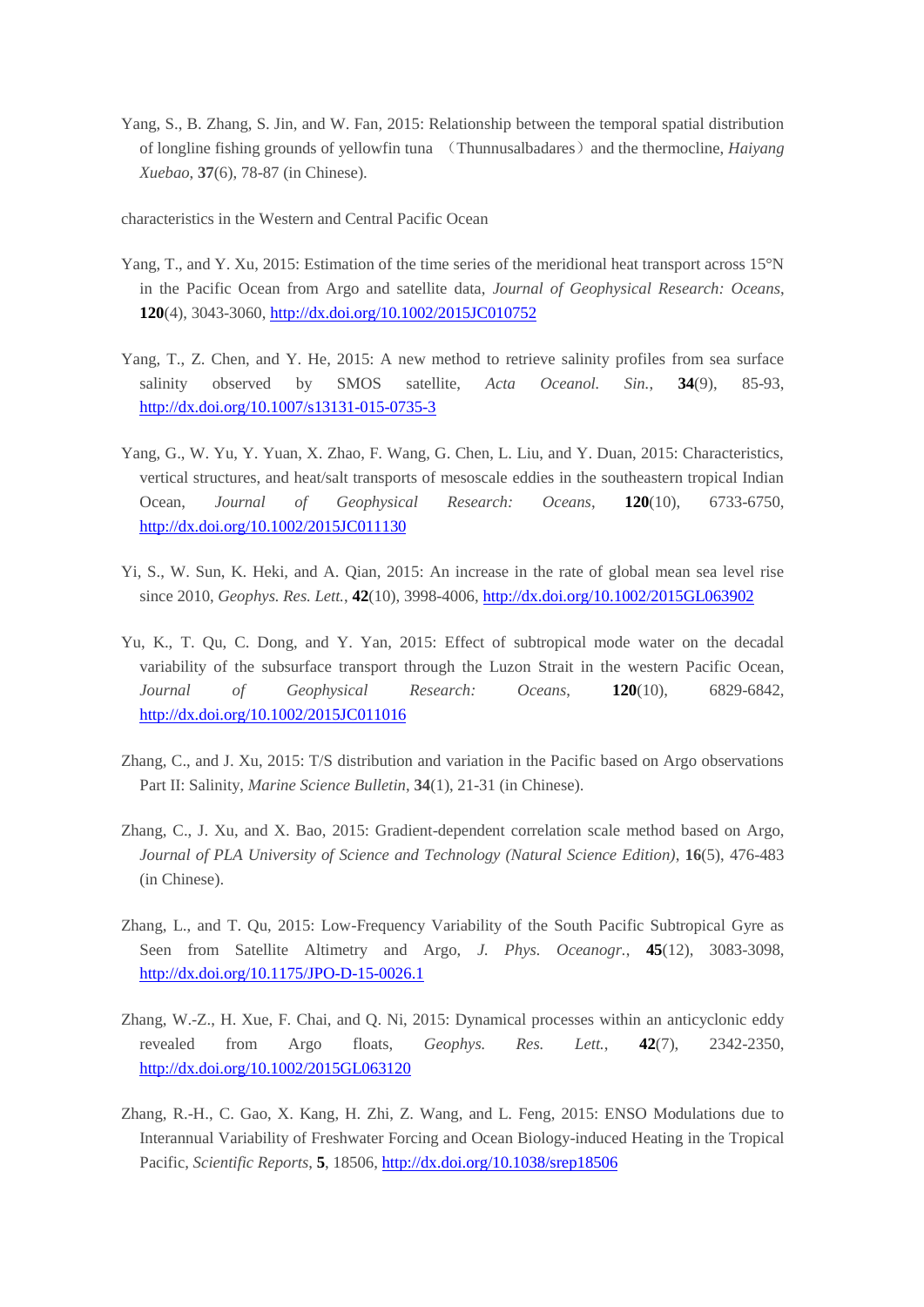Yang, S., B. Zhang, S. Jin, and W. Fan, 2015: Relationship between the temporal spatial distribution of longline fishing grounds of yellowfin tuna （Thunnusalbadares）and the thermocline, *Haiyang Xuebao*, **37**(6), 78-87 (in Chinese).

characteristics in the Western and Central Pacific Ocean

Yang, T., and Y. Xu, 2015: Estimation of the time series of the meridional heat transport across 15°N in the Pacific Ocean from Argo and satellite data, *Journal of Geophysical Research: Oceans*, **120**(4), 3043-3060, http://dx.doi.org/10.1002/2015JC010752

Yang, T., Z. Chen, and Y. He, 2015: A new method to retrieve salinity profiles from sea surface salinity observed by SMOS satellite, *Acta Oceanol. Sin.*, **34**(9), 85-93, http://dx.doi.org/10.1007/s13131-015-0735-3

Yang, G., W. Yu, Y. Yuan, X. Zhao, F. Wang, G. Chen, L. Liu, and Y. Duan, 2015: Characteristics, vertical structures, and heat/salt transports of mesoscale eddies in the southeastern tropical Indian Ocean, *Journal of Geophysical Research: Oceans*, **120**(10), 6733-6750, http://dx.doi.org/10.1002/2015JC011130

Yi, S., W. Sun, K. Heki, and A. Qian, 2015: An increase in the rate of global mean sea level rise since 2010, *Geophys. Res. Lett.*, **42**(10), 3998-4006, http://dx.doi.org/10.1002/2015GL063902

Yu, K., T. Qu, C. Dong, and Y. Yan, 2015: Effect of subtropical mode water on the decadal variability of the subsurface transport through the Luzon Strait in the western Pacific Ocean, *Journal of Geophysical Research: Oceans*, **120**(10), 6829-6842, http://dx.doi.org/10.1002/2015JC011016

Zhang, C., and J. Xu, 2015: T/S distribution and variation in the Pacific based on Argo observations Part II: Salinity, *Marine Science Bulletin*, **34**(1), 21-31 (in Chinese).

Zhang, C., J. Xu, and X. Bao, 2015: Gradient-dependent correlation scale method based on Argo, *Journal of PLA University of Science and Technology (Natural Science Edition)*, **16**(5), 476-483 (in Chinese).

Zhang, L., and T. Qu, 2015: Low-Frequency Variability of the South Pacific Subtropical Gyre as Seen from Satellite Altimetry and Argo, *J. Phys. Oceanogr.*, **45**(12), 3083-3098, http://dx.doi.org/10.1175/JPO-D-15-0026.1

Zhang, W.-Z., H. Xue, F. Chai, and Q. Ni, 2015: Dynamical processes within an anticyclonic eddy revealed from Argo floats, *Geophys. Res. Lett.*, **42**(7), 2342-2350, http://dx.doi.org/10.1002/2015GL063120

Zhang, R.-H., C. Gao, X. Kang, H. Zhi, Z. Wang, and L. Feng, 2015: ENSO Modulations due to Interannual Variability of Freshwater Forcing and Ocean Biology-induced Heating in the Tropical Pacific, *Scientific Reports*, **5**, 18506, http://dx.doi.org/10.1038/srep18506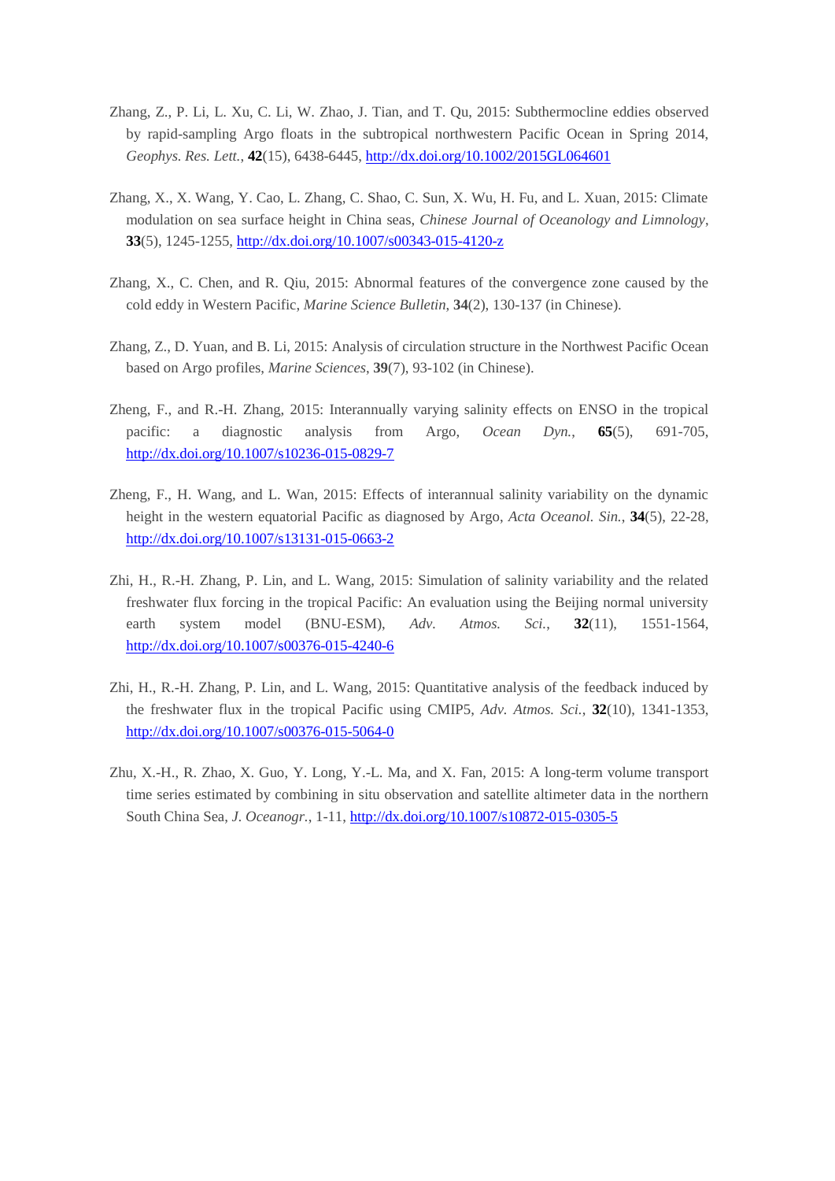Zhang, Z., P. Li, L. Xu, C. Li, W. Zhao, J. Tian, and T. Qu, 2015: Subthermocline eddies observed by rapid-sampling Argo floats in the subtropical northwestern Pacific Ocean in Spring 2014, *Geophys. Res. Lett.*, **42**(15), 6438-6445, http://dx.doi.org/10.1002/2015GL064601

Zhang, X., X. Wang, Y. Cao, L. Zhang, C. Shao, C. Sun, X. Wu, H. Fu, and L. Xuan, 2015: Climate modulation on sea surface height in China seas, *Chinese Journal of Oceanology and Limnology*, **33**(5), 1245-1255, http://dx.doi.org/10.1007/s00343-015-4120-z

Zhang, X., C. Chen, and R. Qiu, 2015: Abnormal features of the convergence zone caused by the cold eddy in Western Pacific, *Marine Science Bulletin*, **34**(2), 130-137 (in Chinese).

Zhang, Z., D. Yuan, and B. Li, 2015: Analysis of circulation structure in the Northwest Pacific Ocean based on Argo profiles, *Marine Sciences*, **39**(7), 93-102 (in Chinese).

Zheng, F., and R.-H. Zhang, 2015: Interannually varying salinity effects on ENSO in the tropical pacific: a diagnostic analysis from Argo, *Ocean Dyn.*, **65**(5), 691-705, http://dx.doi.org/10.1007/s10236-015-0829-7

Zheng, F., H. Wang, and L. Wan, 2015: Effects of interannual salinity variability on the dynamic height in the western equatorial Pacific as diagnosed by Argo, *Acta Oceanol. Sin.*, **34**(5), 22-28, http://dx.doi.org/10.1007/s13131-015-0663-2

Zhi, H., R.-H. Zhang, P. Lin, and L. Wang, 2015: Simulation of salinity variability and the related freshwater flux forcing in the tropical Pacific: An evaluation using the Beijing normal university earth system model (BNU-ESM), *Adv. Atmos. Sci.*, **32**(11), 1551-1564, http://dx.doi.org/10.1007/s00376-015-4240-6

Zhi, H., R.-H. Zhang, P. Lin, and L. Wang, 2015: Quantitative analysis of the feedback induced by the freshwater flux in the tropical Pacific using CMIP5, *Adv. Atmos. Sci.*, **32**(10), 1341-1353, http://dx.doi.org/10.1007/s00376-015-5064-0

Zhu, X.-H., R. Zhao, X. Guo, Y. Long, Y.-L. Ma, and X. Fan, 2015: A long-term volume transport time series estimated by combining in situ observation and satellite altimeter data in the northern South China Sea, *J. Oceanogr.*, 1-11, http://dx.doi.org/10.1007/s10872-015-0305-5